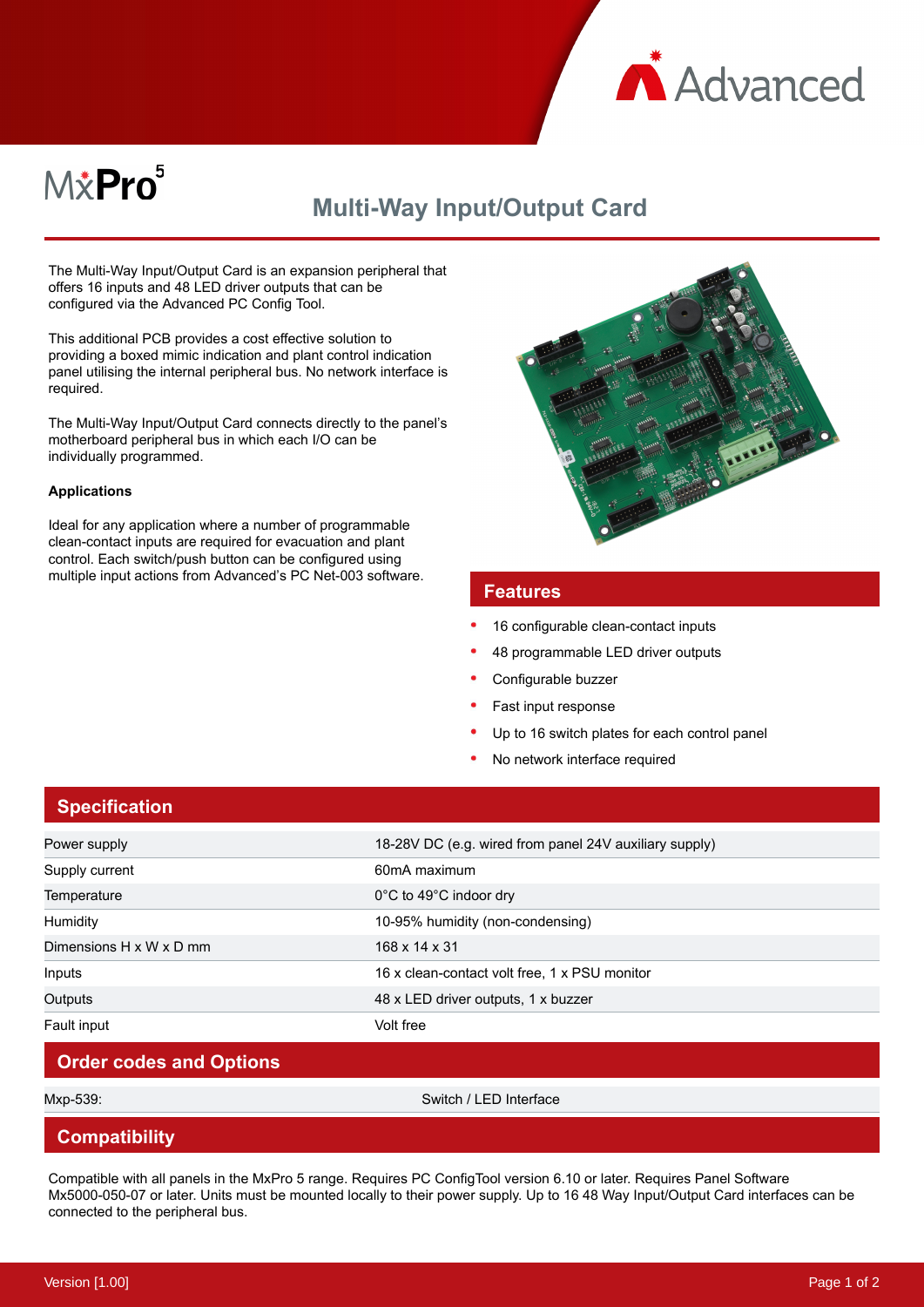MxPro 5

# Multi-Way Input/Output Card

The Multi-Way Input/Output Card is an expansion peripheral that offers 16 inputs and 48 LED driver outputs that can be configured via the Advanced PC Config Tool.

This additional PCB provides a cost effective solution to providing a boxed mimic indication and plant control indication panel utilising the internal peripheral bus. No network interface is required.

The Multi-Way Input/Output Card connects directly to the panel's motherboard peripheral bus in which each I/O can be individually programmed.

**Applications**

Ideal for any application where a number of programmable clean-contact inputs are required for evacuation and plant control. Each switch/push button can be configured using multiple input actions from Advanced's PC Net-003 software.

## Features

- 16 configurable clean-contact inputs
- 48 programmable LED driver outputs
- Configurable buzzer
- Fast input response
- Up to 16 switch plates for each control panel
- No network interface required

## Specification

| | |
|---|---|
| Power supply | 18-28V DC (e.g. wired from panel 24V auxiliary supply) |
| Supply current | 60mA maximum |
| Temperature | 0°C to 49°C indoor dry |
| Humidity | 10-95% humidity (non-condensing) |
| Dimensions H x W x D mm | 168 x 14 x 31 |
| Inputs | 16 x clean-contact volt free, 1 x PSU monitor |
| Outputs | 48 x LED driver outputs, 1 x buzzer |
| Fault input | Volt free |

## Order codes and Options

| | |
|---|---|
| Mxp-539: | Switch / LED Interface |

## Compatibility

Compatible with all panels in the MxPro 5 range. Requires PC ConfigTool version 6.10 or later. Requires Panel Software Mx5000-050-07 or later. Units must be mounted locally to their power supply. Up to 16 48 Way Input/Output Card interfaces can be connected to the peripheral bus.

Version [1.00]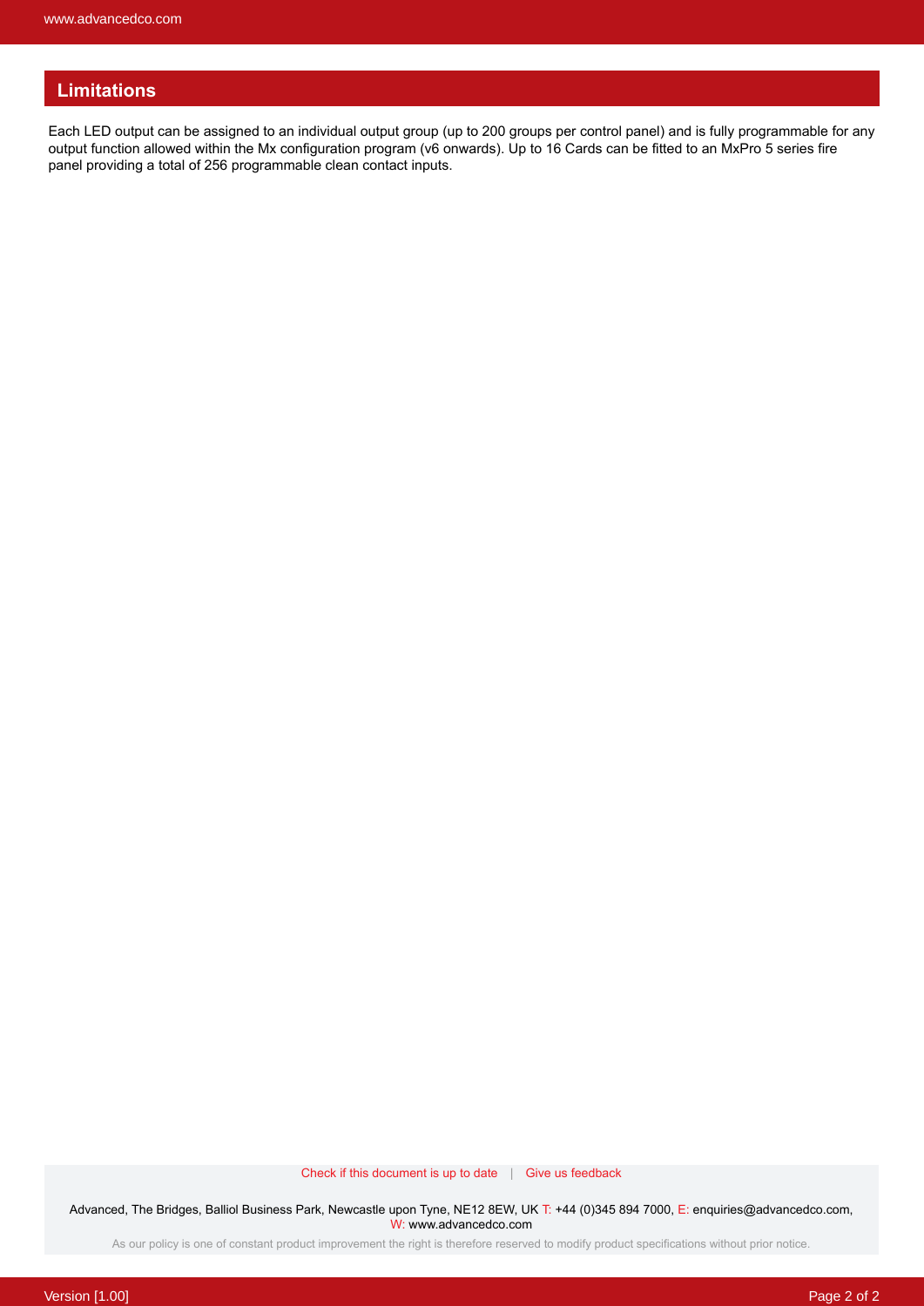## Limitations

Each LED output can be assigned to an individual output group (up to 200 groups per control panel) and is fully programmable for any output function allowed within the Mx configuration program (v6 onwards). Up to 16 Cards can be fitted to an MxPro 5 series fire panel providing a total of 256 programmable clean contact inputs.

Check if this document is up to date | Give us feedback

Advanced, The Bridges, Balliol Business Park, Newcastle upon Tyne, NE12 8EW, UK T: +44 (0)345 894 7000, E: enquiries@advancedco.com, W: www.advancedco.com

As our policy is one of constant product improvement the right is therefore reserved to modify product specifications without prior notice.